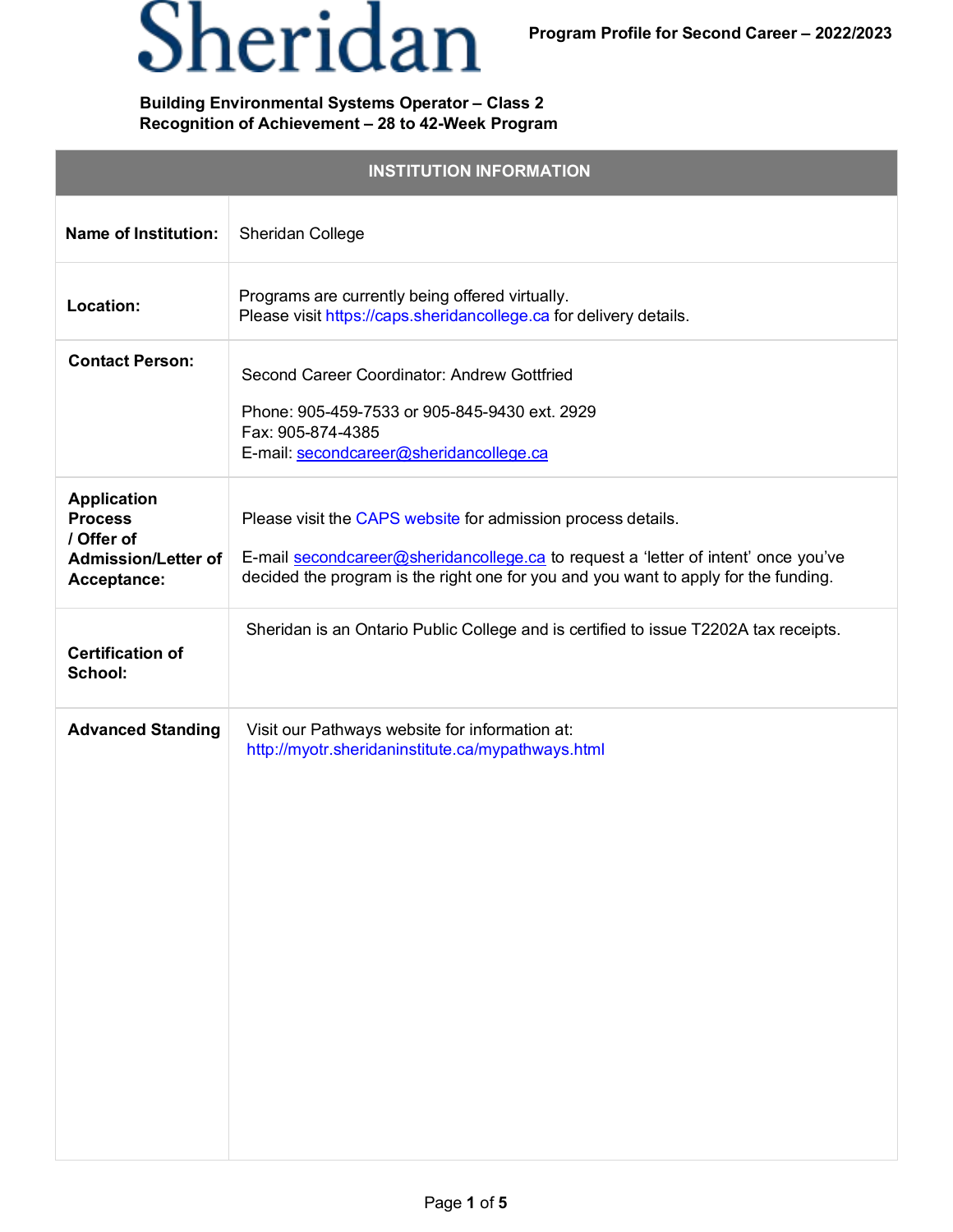# Sheridan

**Program Profile for Second Career – 2022/2023**

**Building Environmental Systems Operator – Class 2**
**Recognition of Achievement – 28 to 42-Week Program**

| INSTITUTION INFORMATION | |
|---|---|
| **Name of Institution:** | Sheridan College |
| **Location:** | Programs are currently being offered virtually.<br>Please visit https://caps.sheridancollege.ca for delivery details. |
| **Contact Person:** | Second Career Coordinator: Andrew Gottfried<br><br>Phone: 905-459-7533 or 905-845-9430 ext. 2929<br>Fax: 905-874-4385<br>E-mail: secondcareer@sheridancollege.ca |
| **Application Process / Offer of Admission/Letter of Acceptance:** | Please visit the CAPS website for admission process details.<br><br>E-mail secondcareer@sheridancollege.ca to request a 'letter of intent' once you've decided the program is the right one for you and you want to apply for the funding. |
| **Certification of School:** | Sheridan is an Ontario Public College and is certified to issue T2202A tax receipts. |
| **Advanced Standing** | Visit our Pathways website for information at:<br>http://myotr.sheridaninstitute.ca/mypathways.html |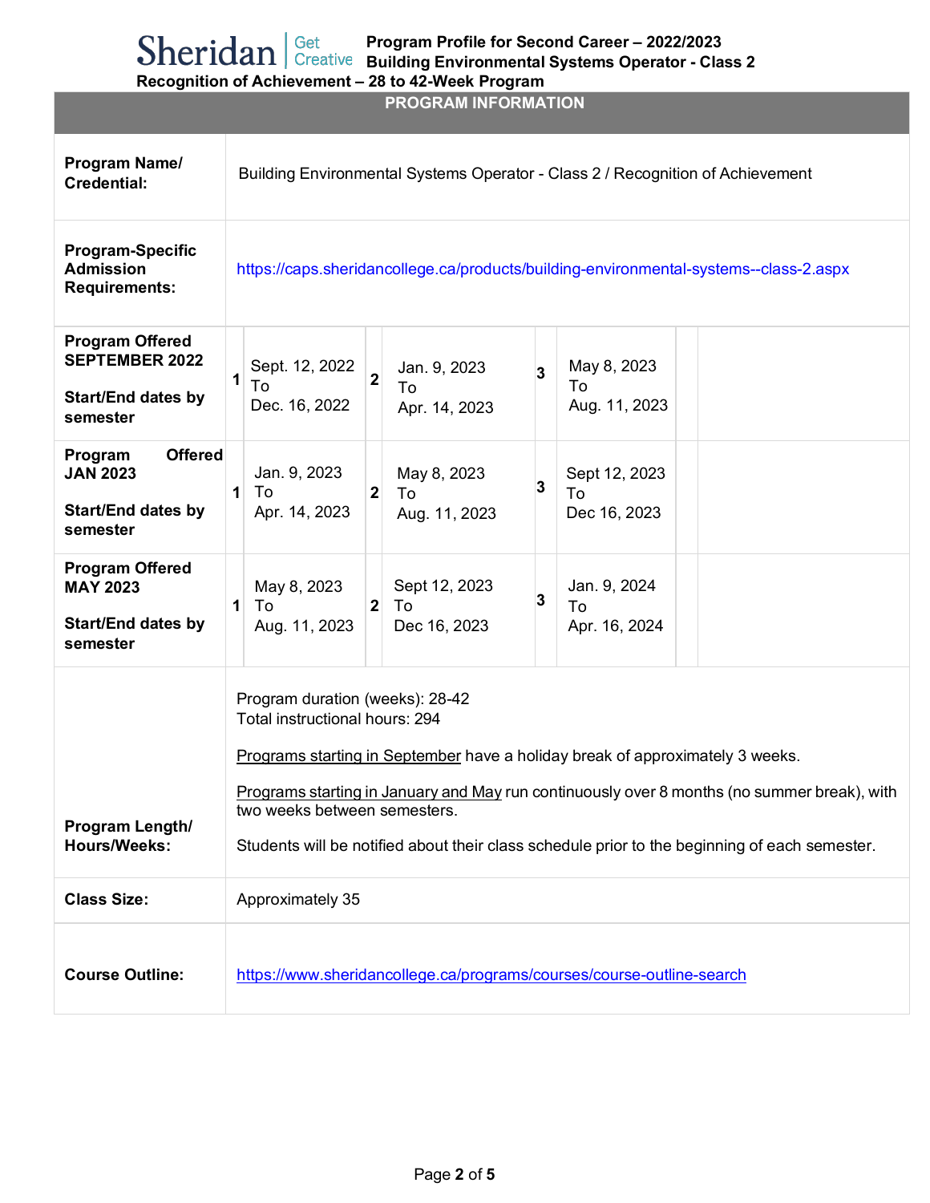**Program Profile for Second Career – 2022/2023**
**Building Environmental Systems Operator - Class 2**
**Recognition of Achievement – 28 to 42-Week Program**

## PROGRAM INFORMATION

| | |
|---|---|
| **Program Name/ Credential:** | Building Environmental Systems Operator - Class 2 / Recognition of Achievement |
| **Program-Specific Admission Requirements:** | https://caps.sheridancollege.ca/products/building-environmental-systems--class-2.aspx |
| **Program Offered SEPTEMBER 2022**<br><br>**Start/End dates by semester** | **1** Sept. 12, 2022 To Dec. 16, 2022<br>**2** Jan. 9, 2023 To Apr. 14, 2023<br>**3** May 8, 2023 To Aug. 11, 2023 |
| **Program Offered JAN 2023**<br><br>**Start/End dates by semester** | **1** Jan. 9, 2023 To Apr. 14, 2023<br>**2** May 8, 2023 To Aug. 11, 2023<br>**3** Sept 12, 2023 To Dec 16, 2023 |
| **Program Offered MAY 2023**<br><br>**Start/End dates by semester** | **1** May 8, 2023 To Aug. 11, 2023<br>**2** Sept 12, 2023 To Dec 16, 2023<br>**3** Jan. 9, 2024 To Apr. 16, 2024 |
| **Program Length/ Hours/Weeks:** | Program duration (weeks): 28-42<br>Total instructional hours: 294<br><br>Programs starting in September have a holiday break of approximately 3 weeks.<br><br>Programs starting in January and May run continuously over 8 months (no summer break), with two weeks between semesters.<br><br>Students will be notified about their class schedule prior to the beginning of each semester. |
| **Class Size:** | Approximately 35 |
| **Course Outline:** | https://www.sheridancollege.ca/programs/courses/course-outline-search |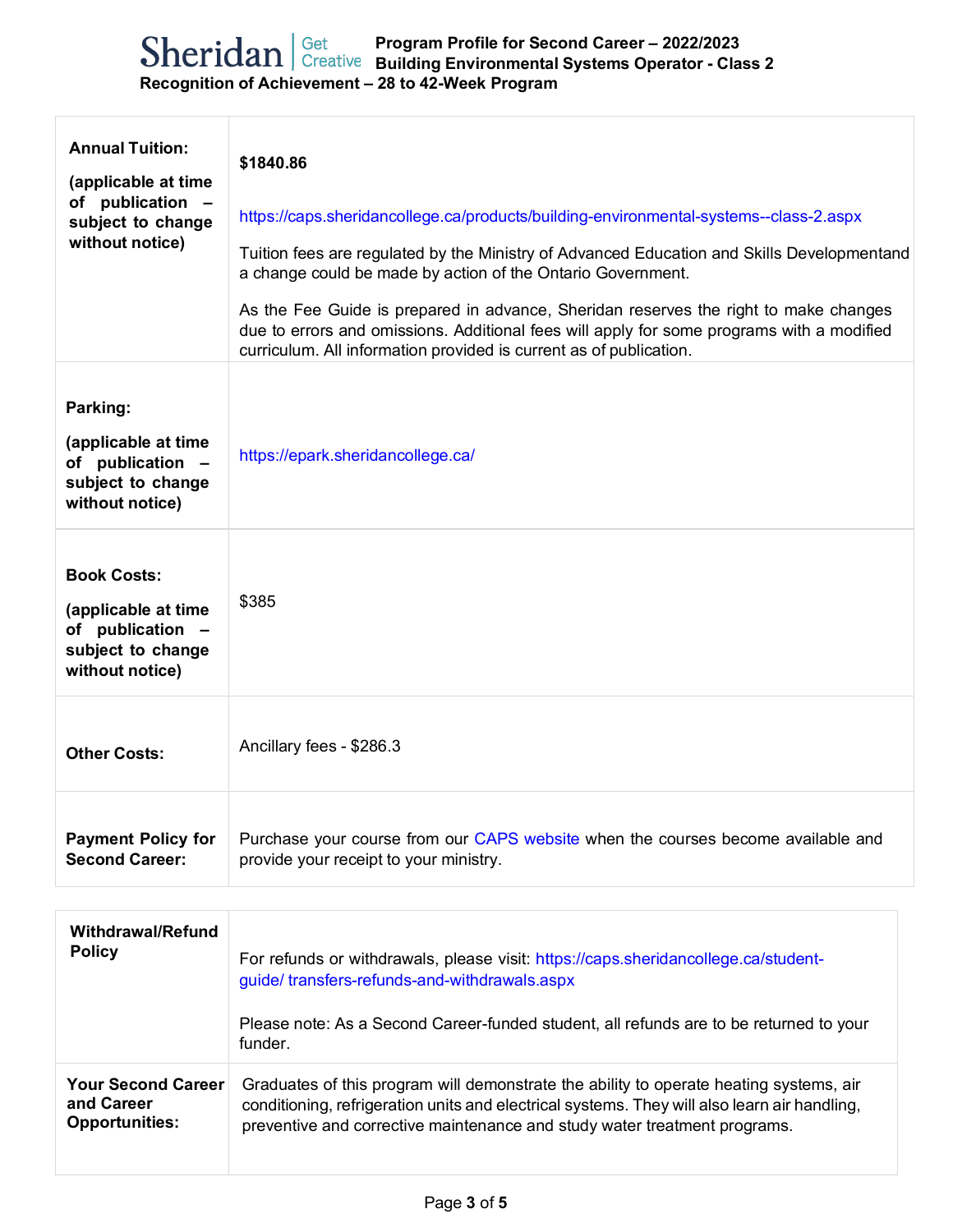| | |
|---|---|
| **Annual Tuition:**<br><br>**(applicable at time of publication – subject to change without notice)** | **$1840.86**<br><br>https://caps.sheridancollege.ca/products/building-environmental-systems--class-2.aspx<br><br>Tuition fees are regulated by the Ministry of Advanced Education and Skills Developmentand a change could be made by action of the Ontario Government.<br><br>As the Fee Guide is prepared in advance, Sheridan reserves the right to make changes due to errors and omissions. Additional fees will apply for some programs with a modified curriculum. All information provided is current as of publication. |
| **Parking:**<br><br>**(applicable at time of publication – subject to change without notice)** | https://epark.sheridancollege.ca/ |
| **Book Costs:**<br><br>**(applicable at time of publication – subject to change without notice)** | $385 |
| **Other Costs:** | Ancillary fees - $286.3 |
| **Payment Policy for Second Career:** | Purchase your course from our CAPS website when the courses become available and provide your receipt to your ministry. |

| | |
|---|---|
| **Withdrawal/Refund Policy** | For refunds or withdrawals, please visit: https://caps.sheridancollege.ca/student-guide/ transfers-refunds-and-withdrawals.aspx<br><br>Please note: As a Second Career-funded student, all refunds are to be returned to your funder. |
| **Your Second Career and Career Opportunities:** | Graduates of this program will demonstrate the ability to operate heating systems, air conditioning, refrigeration units and electrical systems. They will also learn air handling, preventive and corrective maintenance and study water treatment programs. |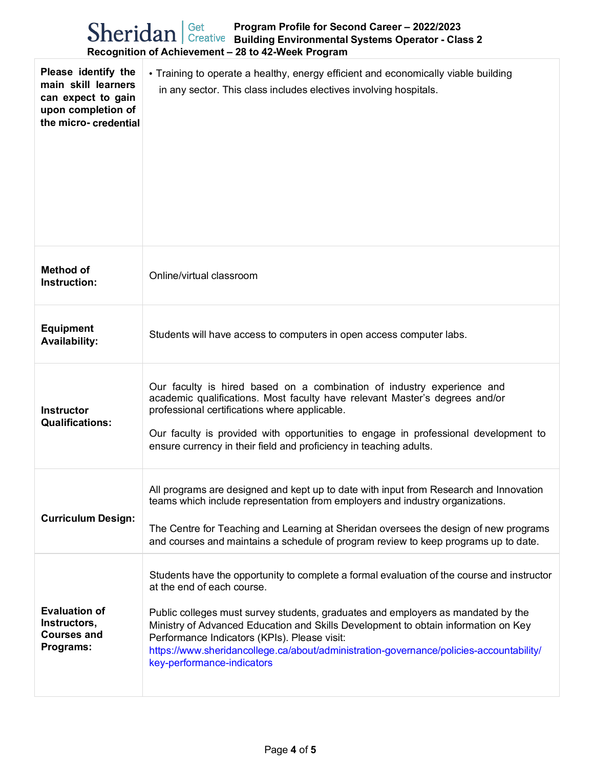| Please identify the main skill learners can expect to gain upon completion of the micro- credential | • Training to operate a healthy, energy efficient and economically viable building in any sector. This class includes electives involving hospitals. |
|---|---|
| **Method of Instruction:** | Online/virtual classroom |
| **Equipment Availability:** | Students will have access to computers in open access computer labs. |
| **Instructor Qualifications:** | Our faculty is hired based on a combination of industry experience and academic qualifications. Most faculty have relevant Master's degrees and/or professional certifications where applicable.<br><br>Our faculty is provided with opportunities to engage in professional development to ensure currency in their field and proficiency in teaching adults. |
| **Curriculum Design:** | All programs are designed and kept up to date with input from Research and Innovation teams which include representation from employers and industry organizations.<br><br>The Centre for Teaching and Learning at Sheridan oversees the design of new programs and courses and maintains a schedule of program review to keep programs up to date. |
| **Evaluation of Instructors, Courses and Programs:** | Students have the opportunity to complete a formal evaluation of the course and instructor at the end of each course.<br><br>Public colleges must survey students, graduates and employers as mandated by the Ministry of Advanced Education and Skills Development to obtain information on Key Performance Indicators (KPIs). Please visit: https://www.sheridancollege.ca/about/administration-governance/policies-accountability/key-performance-indicators |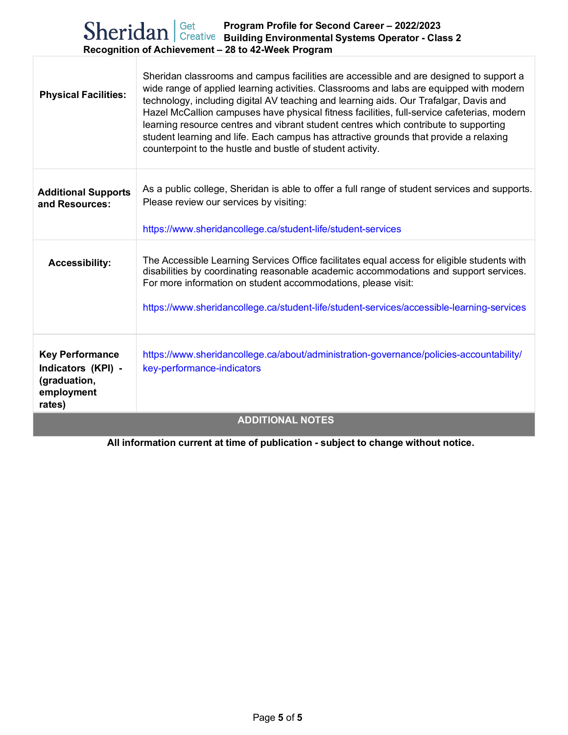| | |
|---|---|
| **Physical Facilities:** | Sheridan classrooms and campus facilities are accessible and are designed to support a wide range of applied learning activities. Classrooms and labs are equipped with modern technology, including digital AV teaching and learning aids. Our Trafalgar, Davis and Hazel McCallion campuses have physical fitness facilities, full-service cafeterias, modern learning resource centres and vibrant student centres which contribute to supporting student learning and life. Each campus has attractive grounds that provide a relaxing counterpoint to the hustle and bustle of student activity. |
| **Additional Supports and Resources:** | As a public college, Sheridan is able to offer a full range of student services and supports. Please review our services by visiting: https://www.sheridancollege.ca/student-life/student-services |
| **Accessibility:** | The Accessible Learning Services Office facilitates equal access for eligible students with disabilities by coordinating reasonable academic accommodations and support services. For more information on student accommodations, please visit: https://www.sheridancollege.ca/student-life/student-services/accessible-learning-services |
| **Key Performance Indicators (KPI) - (graduation, employment rates)** | https://www.sheridancollege.ca/about/administration-governance/policies-accountability/key-performance-indicators |

**ADDITIONAL NOTES**

**All information current at time of publication - subject to change without notice.**